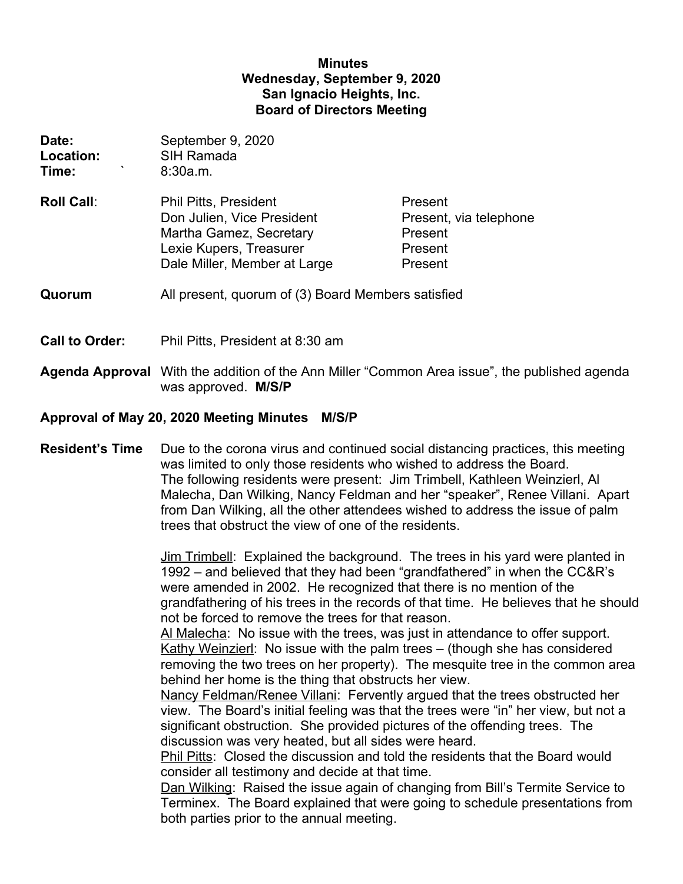# Minutes
## Wednesday, September 9, 2020
## San Ignacio Heights, Inc.
## Board of Directors Meeting

**Date:** September 9, 2020
**Location:** SIH Ramada
**Time:** 8:30a.m.

**Roll Call**:

| | |
|---|---|
| Phil Pitts, President | Present |
| Don Julien, Vice President | Present, via telephone |
| Martha Gamez, Secretary | Present |
| Lexie Kupers, Treasurer | Present |
| Dale Miller, Member at Large | Present |

**Quorum** All present, quorum of (3) Board Members satisfied

**Call to Order:** Phil Pitts, President at 8:30 am

**Agenda Approval** With the addition of the Ann Miller "Common Area issue", the published agenda was approved. **M/S/P**

**Approval of May 20, 2020 Meeting Minutes M/S/P**

**Resident's Time** Due to the corona virus and continued social distancing practices, this meeting was limited to only those residents who wished to address the Board. The following residents were present: Jim Trimbell, Kathleen Weinzierl, Al Malecha, Dan Wilking, Nancy Feldman and her "speaker", Renee Villani. Apart from Dan Wilking, all the other attendees wished to address the issue of palm trees that obstruct the view of one of the residents.

Jim Trimbell: Explained the background. The trees in his yard were planted in 1992 – and believed that they had been "grandfathered" in when the CC&R's were amended in 2002. He recognized that there is no mention of the grandfathering of his trees in the records of that time. He believes that he should not be forced to remove the trees for that reason.
Al Malecha: No issue with the trees, was just in attendance to offer support.
Kathy Weinzierl: No issue with the palm trees – (though she has considered removing the two trees on her property). The mesquite tree in the common area behind her home is the thing that obstructs her view.
Nancy Feldman/Renee Villani: Fervently argued that the trees obstructed her view. The Board's initial feeling was that the trees were "in" her view, but not a significant obstruction. She provided pictures of the offending trees. The discussion was very heated, but all sides were heard.
Phil Pitts: Closed the discussion and told the residents that the Board would consider all testimony and decide at that time.
Dan Wilking: Raised the issue again of changing from Bill's Termite Service to Terminex. The Board explained that were going to schedule presentations from both parties prior to the annual meeting.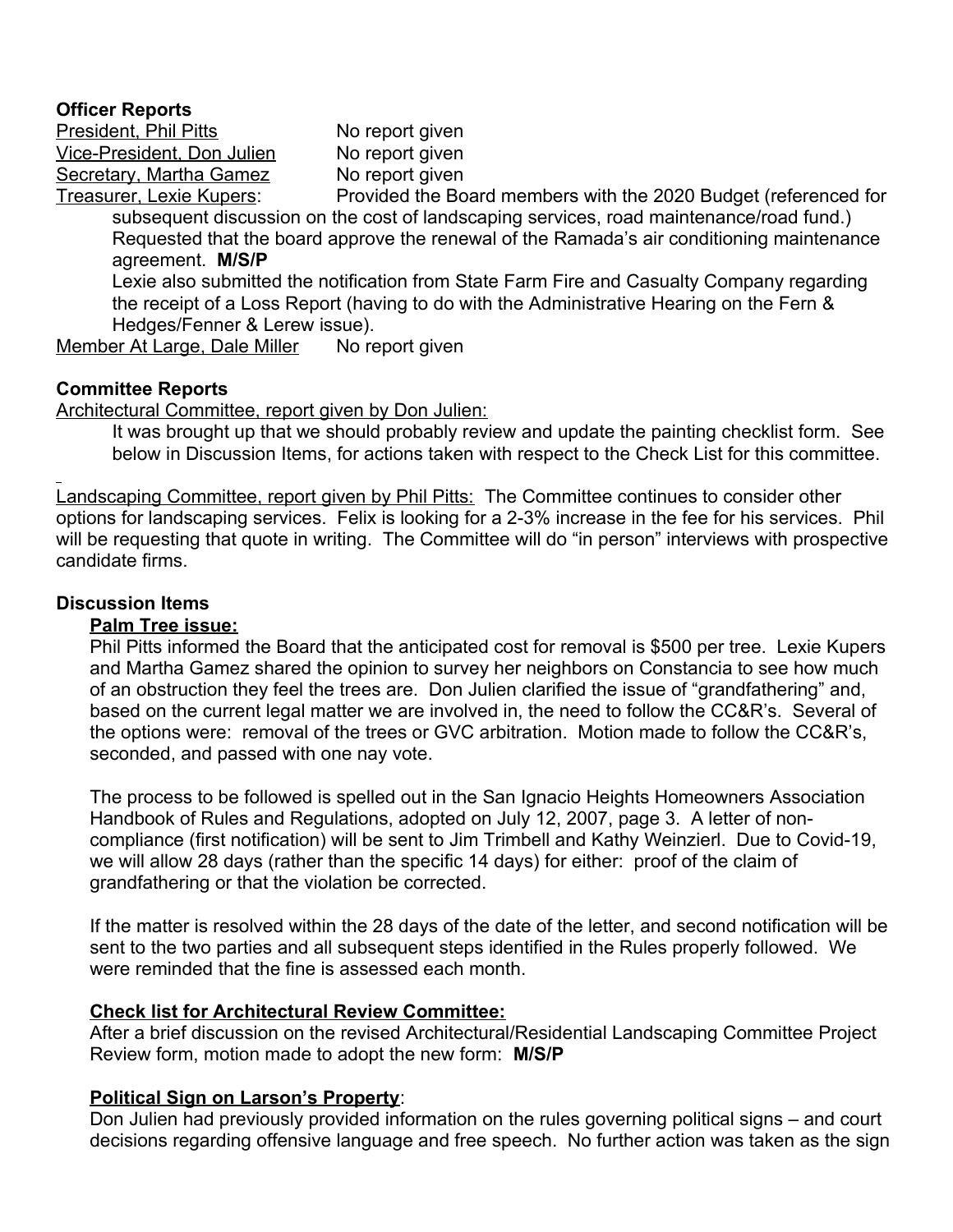**Officer Reports**

<u>President, Phil Pitts</u> No report given

<u>Vice-President, Don Julien</u> No report given

<u>Secretary, Martha Gamez</u> No report given

<u>Treasurer, Lexie Kupers</u>: Provided the Board members with the 2020 Budget (referenced for subsequent discussion on the cost of landscaping services, road maintenance/road fund.)

Requested that the board approve the renewal of the Ramada's air conditioning maintenance agreement. **M/S/P**

Lexie also submitted the notification from State Farm Fire and Casualty Company regarding the receipt of a Loss Report (having to do with the Administrative Hearing on the Fern & Hedges/Fenner & Lerew issue).

<u>Member At Large, Dale Miller</u> No report given

**Committee Reports**

<u>Architectural Committee, report given by Don Julien:</u>

It was brought up that we should probably review and update the painting checklist form. See below in Discussion Items, for actions taken with respect to the Check List for this committee.

<u>Landscaping Committee, report given by Phil Pitts:</u> The Committee continues to consider other options for landscaping services. Felix is looking for a 2-3% increase in the fee for his services. Phil will be requesting that quote in writing. The Committee will do "in person" interviews with prospective candidate firms.

**Discussion Items**

**<u>Palm Tree issue:</u>**

Phil Pitts informed the Board that the anticipated cost for removal is $500 per tree. Lexie Kupers and Martha Gamez shared the opinion to survey her neighbors on Constancia to see how much of an obstruction they feel the trees are. Don Julien clarified the issue of "grandfathering" and, based on the current legal matter we are involved in, the need to follow the CC&R's. Several of the options were: removal of the trees or GVC arbitration. Motion made to follow the CC&R's, seconded, and passed with one nay vote.

The process to be followed is spelled out in the San Ignacio Heights Homeowners Association Handbook of Rules and Regulations, adopted on July 12, 2007, page 3. A letter of non-compliance (first notification) will be sent to Jim Trimbell and Kathy Weinzierl. Due to Covid-19, we will allow 28 days (rather than the specific 14 days) for either: proof of the claim of grandfathering or that the violation be corrected.

If the matter is resolved within the 28 days of the date of the letter, and second notification will be sent to the two parties and all subsequent steps identified in the Rules properly followed. We were reminded that the fine is assessed each month.

**<u>Check list for Architectural Review Committee:</u>**

After a brief discussion on the revised Architectural/Residential Landscaping Committee Project Review form, motion made to adopt the new form: **M/S/P**

**<u>Political Sign on Larson's Property</u>**:

Don Julien had previously provided information on the rules governing political signs – and court decisions regarding offensive language and free speech. No further action was taken as the sign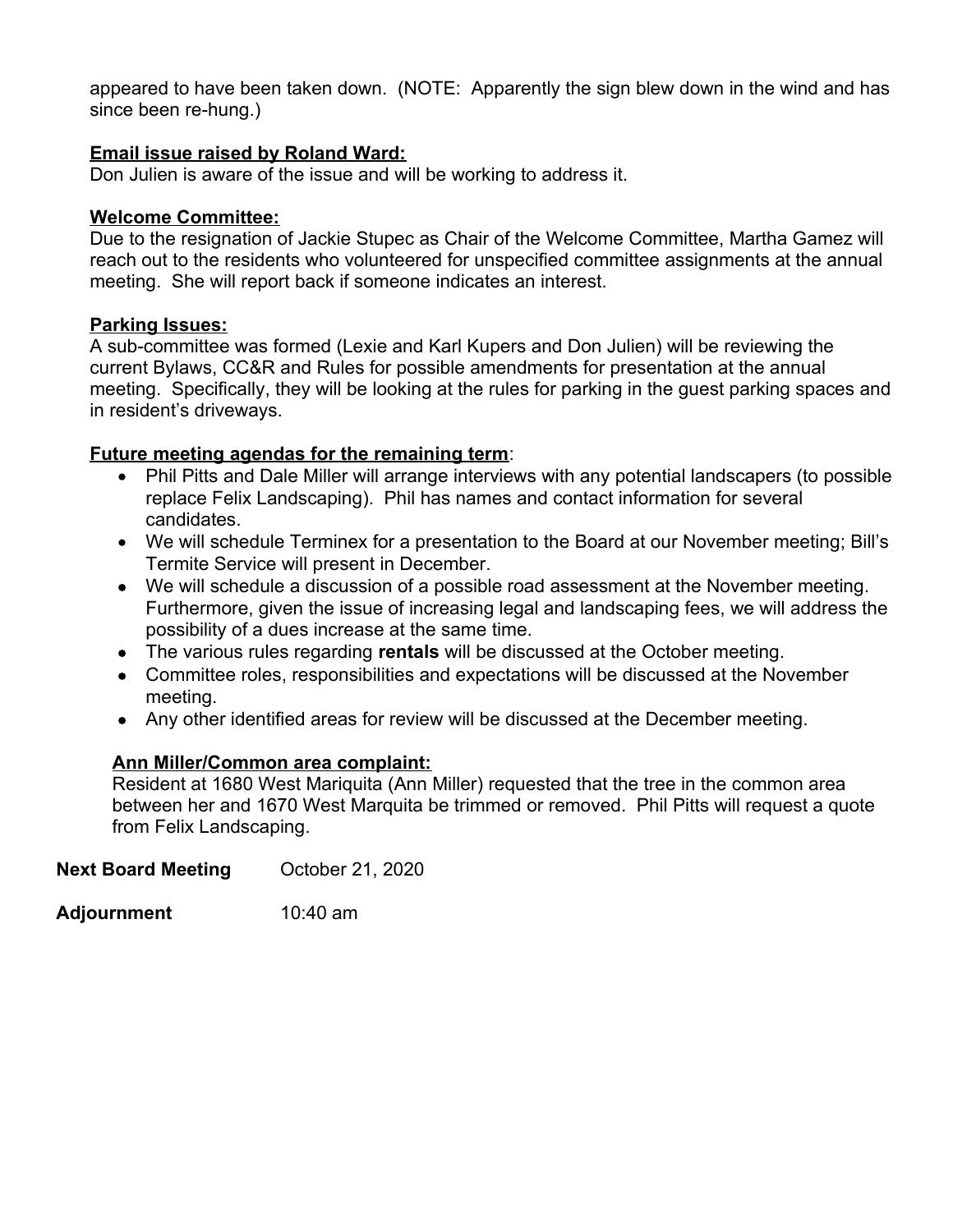appeared to have been taken down. (NOTE: Apparently the sign blew down in the wind and has since been re-hung.)

**Email issue raised by Roland Ward:**
Don Julien is aware of the issue and will be working to address it.

**Welcome Committee:**
Due to the resignation of Jackie Stupec as Chair of the Welcome Committee, Martha Gamez will reach out to the residents who volunteered for unspecified committee assignments at the annual meeting. She will report back if someone indicates an interest.

**Parking Issues:**
A sub-committee was formed (Lexie and Karl Kupers and Don Julien) will be reviewing the current Bylaws, CC&R and Rules for possible amendments for presentation at the annual meeting. Specifically, they will be looking at the rules for parking in the guest parking spaces and in resident's driveways.

**Future meeting agendas for the remaining term**:

- Phil Pitts and Dale Miller will arrange interviews with any potential landscapers (to possible replace Felix Landscaping). Phil has names and contact information for several candidates.
- We will schedule Terminex for a presentation to the Board at our November meeting; Bill's Termite Service will present in December.
- We will schedule a discussion of a possible road assessment at the November meeting. Furthermore, given the issue of increasing legal and landscaping fees, we will address the possibility of a dues increase at the same time.
- The various rules regarding **rentals** will be discussed at the October meeting.
- Committee roles, responsibilities and expectations will be discussed at the November meeting.
- Any other identified areas for review will be discussed at the December meeting.

**Ann Miller/Common area complaint:**
Resident at 1680 West Mariquita (Ann Miller) requested that the tree in the common area between her and 1670 West Marquita be trimmed or removed. Phil Pitts will request a quote from Felix Landscaping.

**Next Board Meeting** October 21, 2020

**Adjournment** 10:40 am